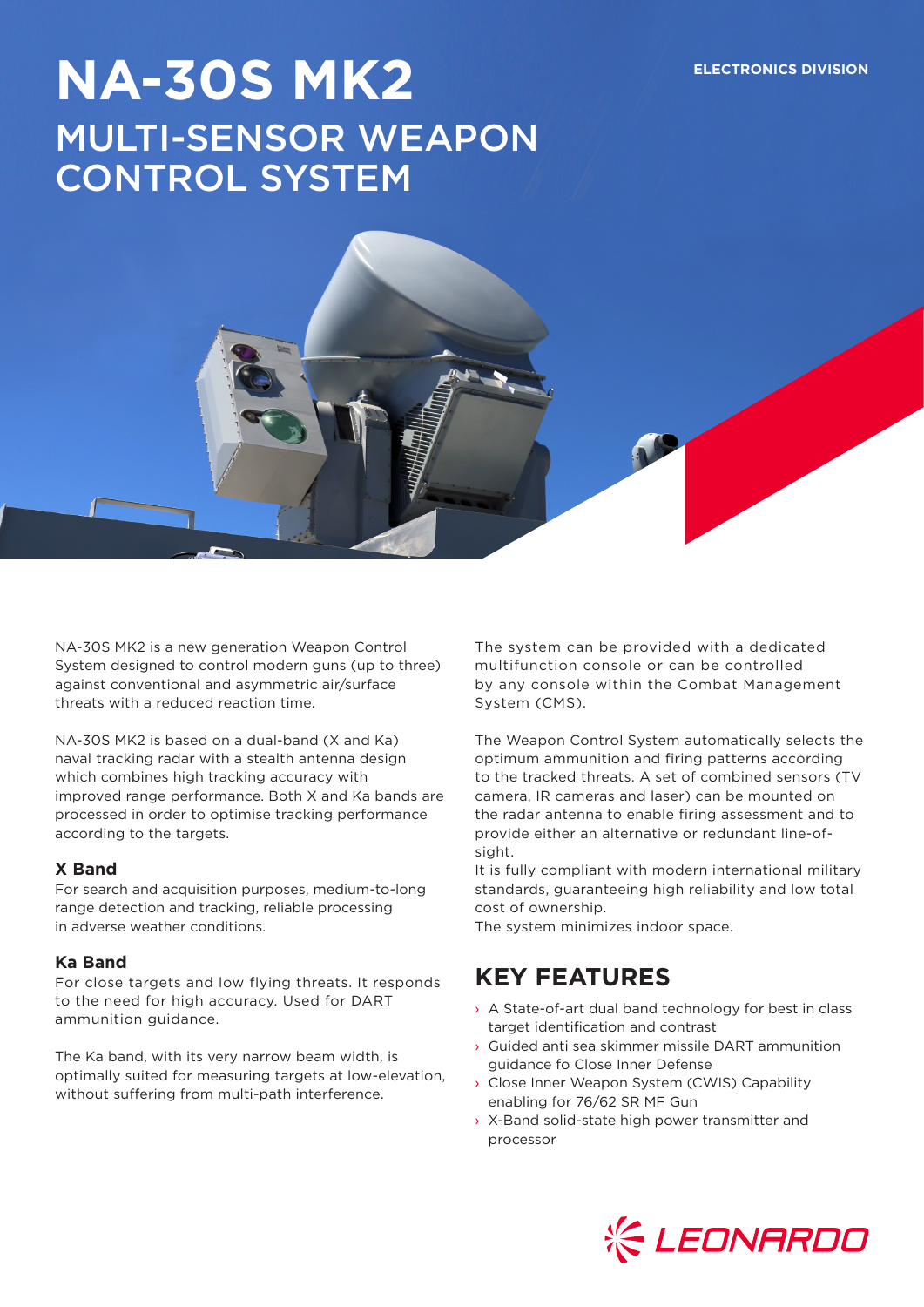# NA-30S MK2

## MULTI-SENSOR WEAPON CONTROL SYSTEM

ELECTRONICS DIVISION

NA-30S MK2 is a new generation Weapon Control System designed to control modern guns (up to three) against conventional and asymmetric air/surface threats with a reduced reaction time.

NA-30S MK2 is based on a dual-band (X and Ka) naval tracking radar with a stealth antenna design which combines high tracking accuracy with improved range performance. Both X and Ka bands are processed in order to optimise tracking performance according to the targets.

### X Band

For search and acquisition purposes, medium-to-long range detection and tracking, reliable processing in adverse weather conditions.

### Ka Band

For close targets and low flying threats. It responds to the need for high accuracy. Used for DART ammunition guidance.

The Ka band, with its very narrow beam width, is optimally suited for measuring targets at low-elevation, without suffering from multi-path interference.

The system can be provided with a dedicated multifunction console or can be controlled by any console within the Combat Management System (CMS).

The Weapon Control System automatically selects the optimum ammunition and firing patterns according to the tracked threats. A set of combined sensors (TV camera, IR cameras and laser) can be mounted on the radar antenna to enable firing assessment and to provide either an alternative or redundant line-of-sight.
It is fully compliant with modern international military standards, guaranteeing high reliability and low total cost of ownership.
The system minimizes indoor space.

## KEY FEATURES

- A State-of-art dual band technology for best in class target identification and contrast
- Guided anti sea skimmer missile DART ammunition guidance fo Close Inner Defense
- Close Inner Weapon System (CWIS) Capability enabling for 76/62 SR MF Gun
- X-Band solid-state high power transmitter and processor

LEONARDO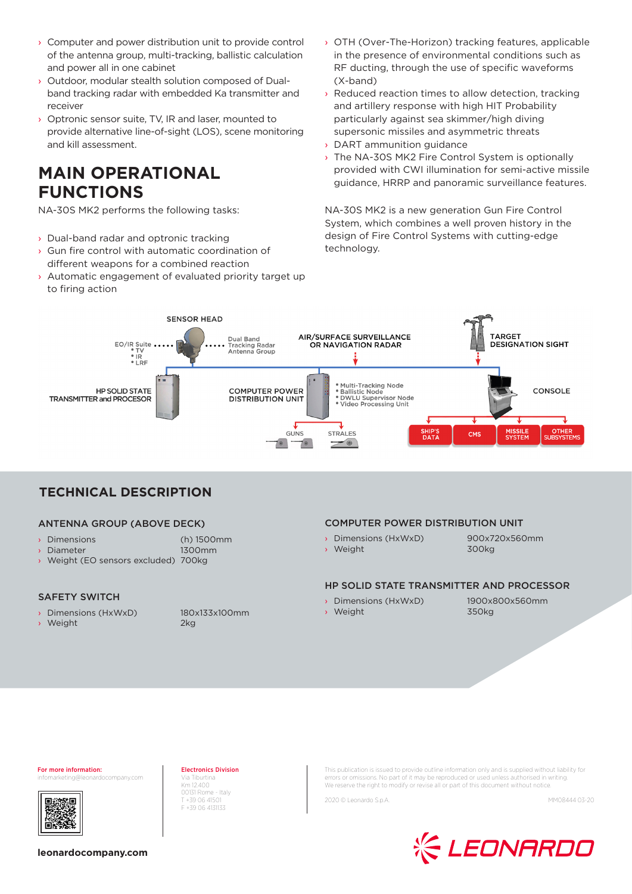- Computer and power distribution unit to provide control of the antenna group, multi-tracking, ballistic calculation and power all in one cabinet
- Outdoor, modular stealth solution composed of Dual-band tracking radar with embedded Ka transmitter and receiver
- Optronic sensor suite, TV, IR and laser, mounted to provide alternative line-of-sight (LOS), scene monitoring and kill assessment.

## MAIN OPERATIONAL FUNCTIONS

NA-30S MK2 performs the following tasks:

- Dual-band radar and optronic tracking
- Gun fire control with automatic coordination of different weapons for a combined reaction
- Automatic engagement of evaluated priority target up to firing action
- OTH (Over-The-Horizon) tracking features, applicable in the presence of environmental conditions such as RF ducting, through the use of specific waveforms (X-band)
- Reduced reaction times to allow detection, tracking and artillery response with high HIT Probability particularly against sea skimmer/high diving supersonic missiles and asymmetric threats
- DART ammunition guidance
- The NA-30S MK2 Fire Control System is optionally provided with CWI illumination for semi-active missile guidance, HRRP and panoramic surveillance features.

NA-30S MK2 is a new generation Gun Fire Control System, which combines a well proven history in the design of Fire Control Systems with cutting-edge technology.

SENSOR HEAD
EO/IR Suite
• TV
• IR
• LRF
Dual Band Tracking Radar Antenna Group
AIR/SURFACE SURVEILLANCE OR NAVIGATION RADAR
TARGET DESIGNATION SIGHT
HP SOLID STATE TRANSMITTER and PROCESOR
COMPUTER POWER DISTRIBUTION UNIT
• Multi-Tracking Node
• Ballistic Node
• DWLU Supervisor Node
• Video Processing Unit
CONSOLE
GUNS
STRALES
SHIP'S DATA
CMS
MISSILE SYSTEM
OTHER SUBSYSTEMS

## TECHNICAL DESCRIPTION

### ANTENNA GROUP (ABOVE DECK)

| | |
|---|---|
| Dimensions | (h) 1500mm |
| Diameter | 1300mm |
| Weight (EO sensors excluded) | 700kg |

### SAFETY SWITCH

| | |
|---|---|
| Dimensions (HxWxD) | 180x133x100mm |
| Weight | 2kg |

### COMPUTER POWER DISTRIBUTION UNIT

| | |
|---|---|
| Dimensions (HxWxD) | 900x720x560mm |
| Weight | 300kg |

### HP SOLID STATE TRANSMITTER AND PROCESSOR

| | |
|---|---|
| Dimensions (HxWxD) | 1900x800x560mm |
| Weight | 350kg |

**For more information:**
infomarketing@leonardocompany.com

**Electronics Division**
Via Tiburtina
Km 12.400
00131 Rome - Italy
T +39 06 41501
F +39 06 4131133

This publication is issued to provide outline information only and is supplied without liability for errors or omissions. No part of it may be reproduced or used unless authorised in writing. We reserve the right to modify or revise all or part of this document without notice.

2020 © Leonardo S.p.A.

MM08444 03-20

**leonardocompany.com**

LEONARDO